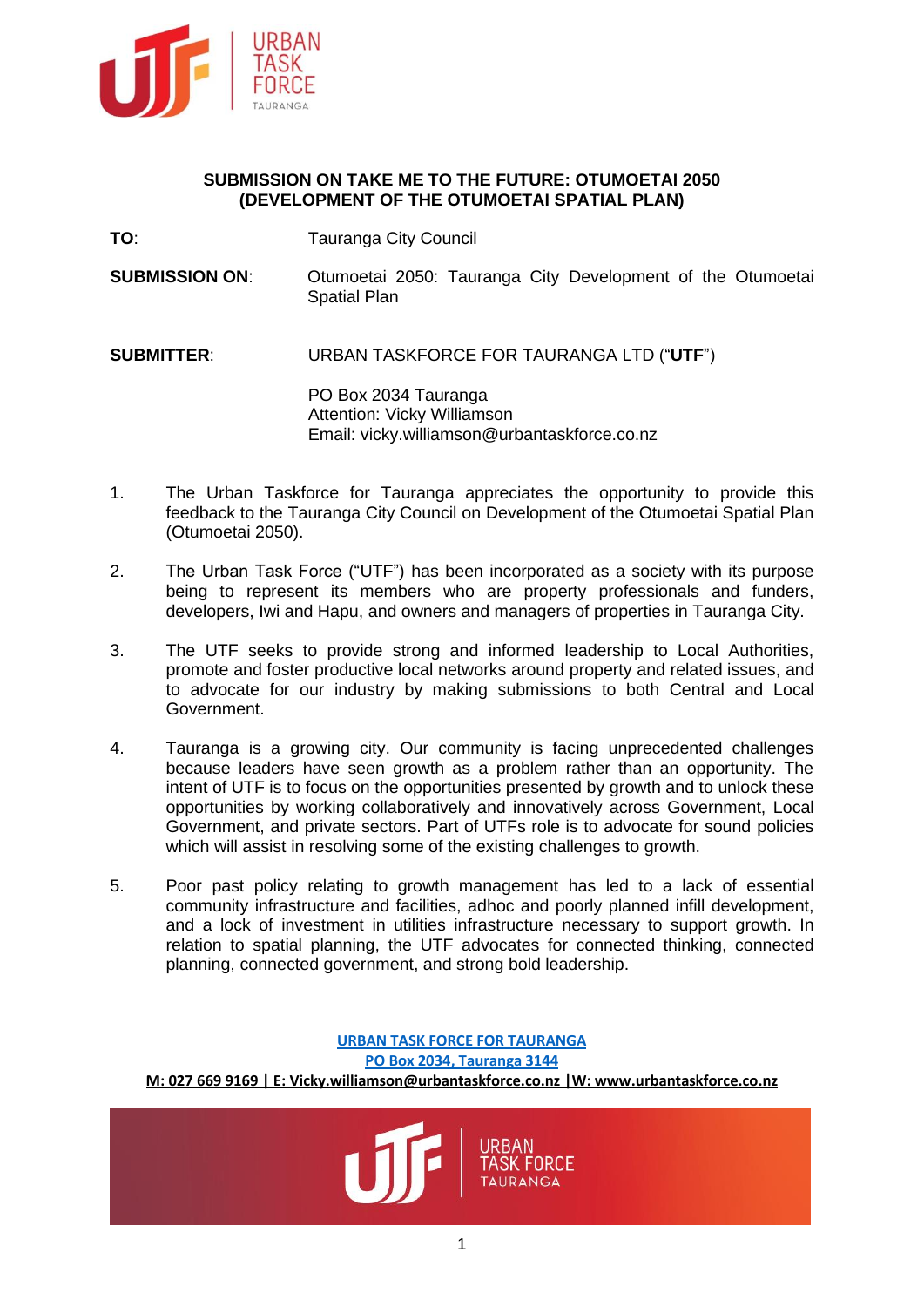**SUBMISSION ON TAKE ME TO THE FUTURE: OTUMOETAI 2050 (DEVELOPMENT OF THE OTUMOETAI SPATIAL PLAN)**

**TO**: Tauranga City Council

**SUBMISSION ON**: Otumoetai 2050: Tauranga City Development of the Otumoetai Spatial Plan

**SUBMITTER**: URBAN TASKFORCE FOR TAURANGA LTD ("**UTF**")

PO Box 2034 Tauranga
Attention: Vicky Williamson
Email: vicky.williamson@urbantaskforce.co.nz

1. The Urban Taskforce for Tauranga appreciates the opportunity to provide this feedback to the Tauranga City Council on Development of the Otumoetai Spatial Plan (Otumoetai 2050).

2. The Urban Task Force ("UTF") has been incorporated as a society with its purpose being to represent its members who are property professionals and funders, developers, Iwi and Hapu, and owners and managers of properties in Tauranga City.

3. The UTF seeks to provide strong and informed leadership to Local Authorities, promote and foster productive local networks around property and related issues, and to advocate for our industry by making submissions to both Central and Local Government.

4. Tauranga is a growing city. Our community is facing unprecedented challenges because leaders have seen growth as a problem rather than an opportunity. The intent of UTF is to focus on the opportunities presented by growth and to unlock these opportunities by working collaboratively and innovatively across Government, Local Government, and private sectors. Part of UTFs role is to advocate for sound policies which will assist in resolving some of the existing challenges to growth.

5. Poor past policy relating to growth management has led to a lack of essential community infrastructure and facilities, adhoc and poorly planned infill development, and a lock of investment in utilities infrastructure necessary to support growth. In relation to spatial planning, the UTF advocates for connected thinking, connected planning, connected government, and strong bold leadership.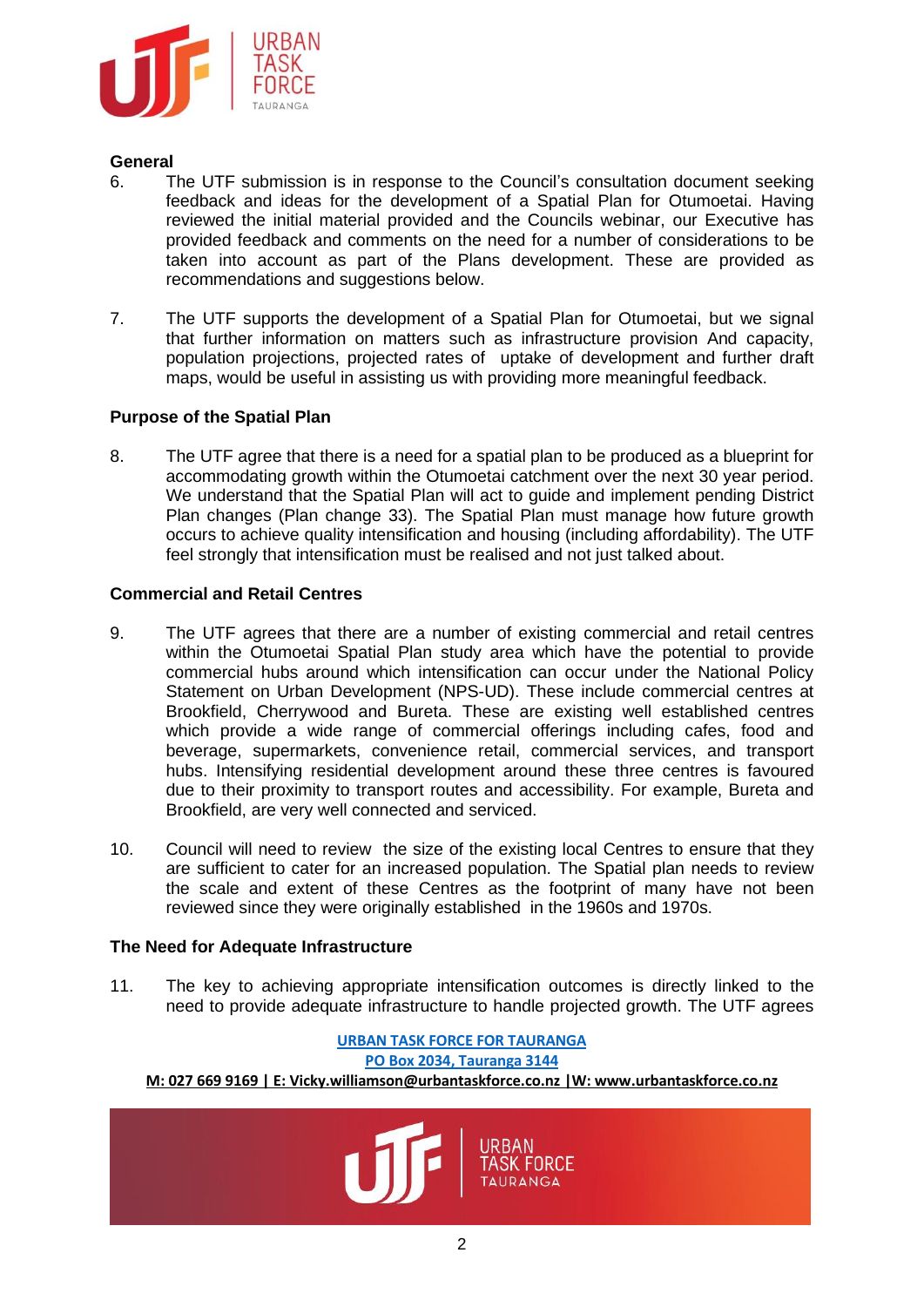## General

6. The UTF submission is in response to the Council's consultation document seeking feedback and ideas for the development of a Spatial Plan for Otumoetai. Having reviewed the initial material provided and the Councils webinar, our Executive has provided feedback and comments on the need for a number of considerations to be taken into account as part of the Plans development. These are provided as recommendations and suggestions below.

7. The UTF supports the development of a Spatial Plan for Otumoetai, but we signal that further information on matters such as infrastructure provision And capacity, population projections, projected rates of uptake of development and further draft maps, would be useful in assisting us with providing more meaningful feedback.

## Purpose of the Spatial Plan

8. The UTF agree that there is a need for a spatial plan to be produced as a blueprint for accommodating growth within the Otumoetai catchment over the next 30 year period. We understand that the Spatial Plan will act to guide and implement pending District Plan changes (Plan change 33). The Spatial Plan must manage how future growth occurs to achieve quality intensification and housing (including affordability). The UTF feel strongly that intensification must be realised and not just talked about.

## Commercial and Retail Centres

9. The UTF agrees that there are a number of existing commercial and retail centres within the Otumoetai Spatial Plan study area which have the potential to provide commercial hubs around which intensification can occur under the National Policy Statement on Urban Development (NPS-UD). These include commercial centres at Brookfield, Cherrywood and Bureta. These are existing well established centres which provide a wide range of commercial offerings including cafes, food and beverage, supermarkets, convenience retail, commercial services, and transport hubs. Intensifying residential development around these three centres is favoured due to their proximity to transport routes and accessibility. For example, Bureta and Brookfield, are very well connected and serviced.

10. Council will need to review the size of the existing local Centres to ensure that they are sufficient to cater for an increased population. The Spatial plan needs to review the scale and extent of these Centres as the footprint of many have not been reviewed since they were originally established in the 1960s and 1970s.

## The Need for Adequate Infrastructure

11. The key to achieving appropriate intensification outcomes is directly linked to the need to provide adequate infrastructure to handle projected growth. The UTF agrees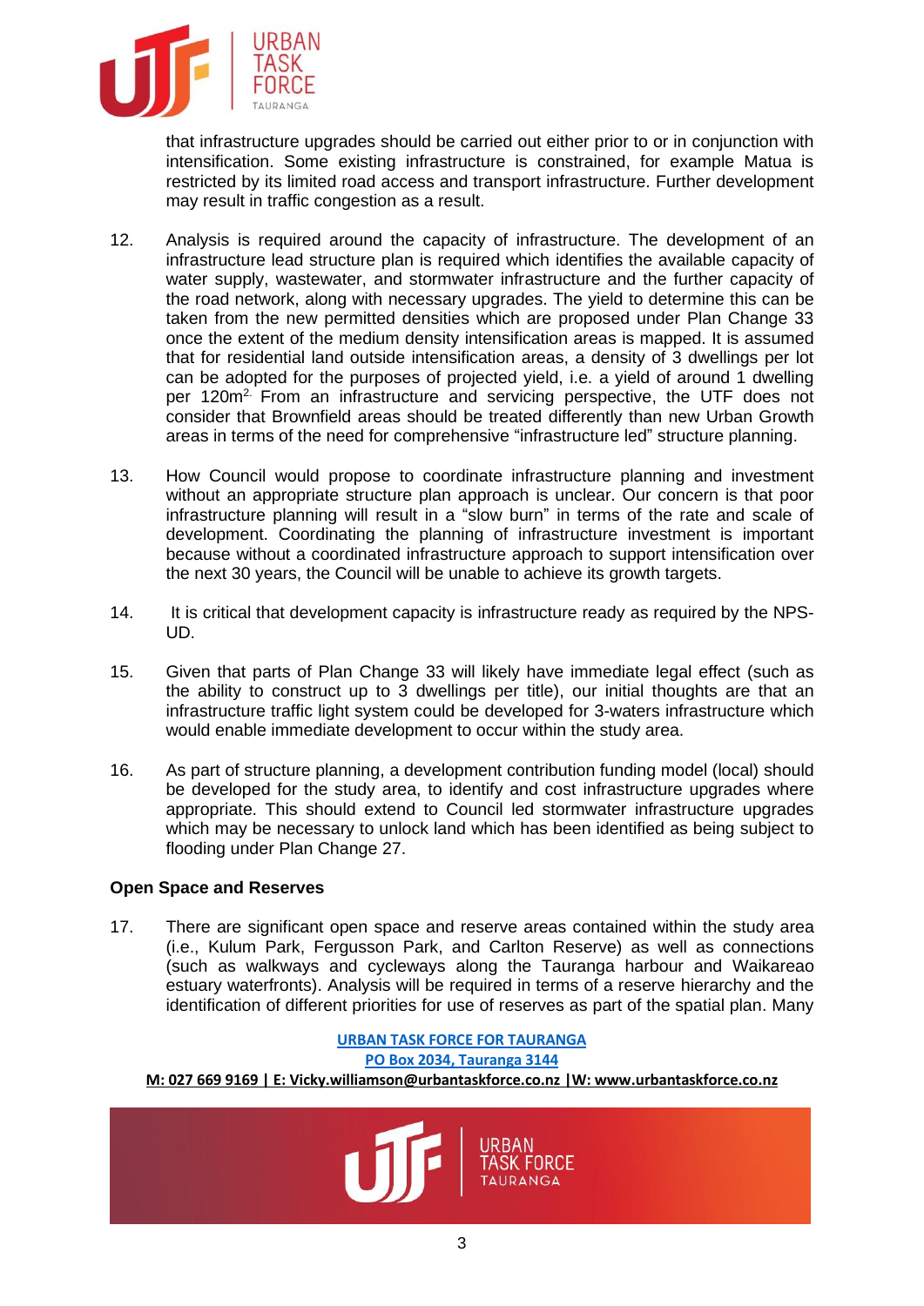that infrastructure upgrades should be carried out either prior to or in conjunction with intensification. Some existing infrastructure is constrained, for example Matua is restricted by its limited road access and transport infrastructure. Further development may result in traffic congestion as a result.

12. Analysis is required around the capacity of infrastructure. The development of an infrastructure lead structure plan is required which identifies the available capacity of water supply, wastewater, and stormwater infrastructure and the further capacity of the road network, along with necessary upgrades. The yield to determine this can be taken from the new permitted densities which are proposed under Plan Change 33 once the extent of the medium density intensification areas is mapped. It is assumed that for residential land outside intensification areas, a density of 3 dwellings per lot can be adopted for the purposes of projected yield, i.e. a yield of around 1 dwelling per 120m$^2$.[2] From an infrastructure and servicing perspective, the UTF does not consider that Brownfield areas should be treated differently than new Urban Growth areas in terms of the need for comprehensive "infrastructure led" structure planning.

13. How Council would propose to coordinate infrastructure planning and investment without an appropriate structure plan approach is unclear. Our concern is that poor infrastructure planning will result in a "slow burn" in terms of the rate and scale of development. Coordinating the planning of infrastructure investment is important because without a coordinated infrastructure approach to support intensification over the next 30 years, the Council will be unable to achieve its growth targets.

14. It is critical that development capacity is infrastructure ready as required by the NPS-UD.

15. Given that parts of Plan Change 33 will likely have immediate legal effect (such as the ability to construct up to 3 dwellings per title), our initial thoughts are that an infrastructure traffic light system could be developed for 3-waters infrastructure which would enable immediate development to occur within the study area.

16. As part of structure planning, a development contribution funding model (local) should be developed for the study area, to identify and cost infrastructure upgrades where appropriate. This should extend to Council led stormwater infrastructure upgrades which may be necessary to unlock land which has been identified as being subject to flooding under Plan Change 27.

**Open Space and Reserves**

17. There are significant open space and reserve areas contained within the study area (i.e., Kulum Park, Fergusson Park, and Carlton Reserve) as well as connections (such as walkways and cycleways along the Tauranga harbour and Waikareao estuary waterfronts). Analysis will be required in terms of a reserve hierarchy and the identification of different priorities for use of reserves as part of the spatial plan. Many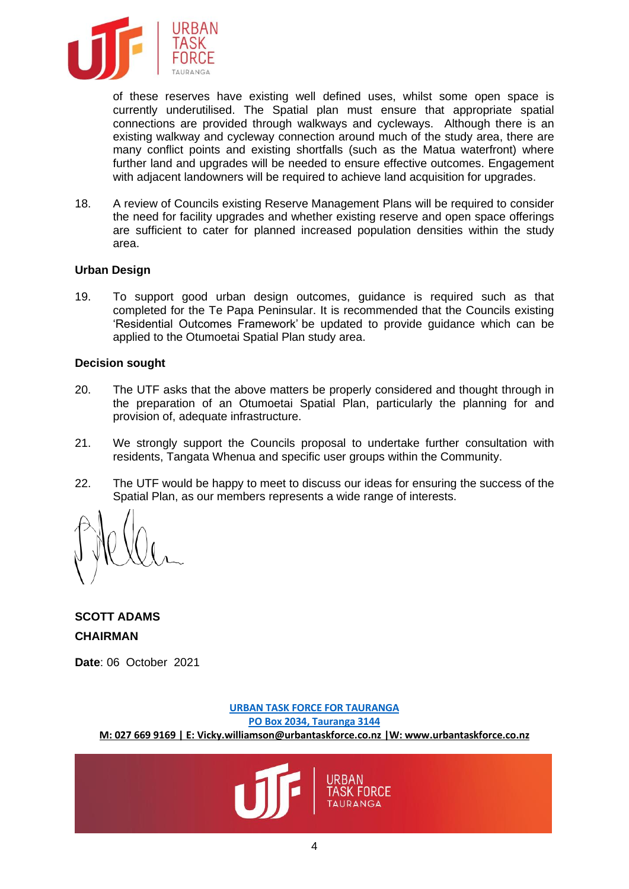of these reserves have existing well defined uses, whilst some open space is currently underutilised. The Spatial plan must ensure that appropriate spatial connections are provided through walkways and cycleways. Although there is an existing walkway and cycleway connection around much of the study area, there are many conflict points and existing shortfalls (such as the Matua waterfront) where further land and upgrades will be needed to ensure effective outcomes. Engagement with adjacent landowners will be required to achieve land acquisition for upgrades.

18. A review of Councils existing Reserve Management Plans will be required to consider the need for facility upgrades and whether existing reserve and open space offerings are sufficient to cater for planned increased population densities within the study area.

**Urban Design**

19. To support good urban design outcomes, guidance is required such as that completed for the Te Papa Peninsular. It is recommended that the Councils existing 'Residential Outcomes Framework' be updated to provide guidance which can be applied to the Otumoetai Spatial Plan study area.

**Decision sought**

20. The UTF asks that the above matters be properly considered and thought through in the preparation of an Otumoetai Spatial Plan, particularly the planning for and provision of, adequate infrastructure.

21. We strongly support the Councils proposal to undertake further consultation with residents, Tangata Whenua and specific user groups within the Community.

22. The UTF would be happy to meet to discuss our ideas for ensuring the success of the Spatial Plan, as our members represents a wide range of interests.

**SCOTT ADAMS**

**CHAIRMAN**

**Date**: 06 October 2021

**URBAN TASK FORCE FOR TAURANGA**
**PO Box 2034, Tauranga 3144**
**M: 027 669 9169 | E: Vicky.williamson@urbantaskforce.co.nz |W: www.urbantaskforce.co.nz**